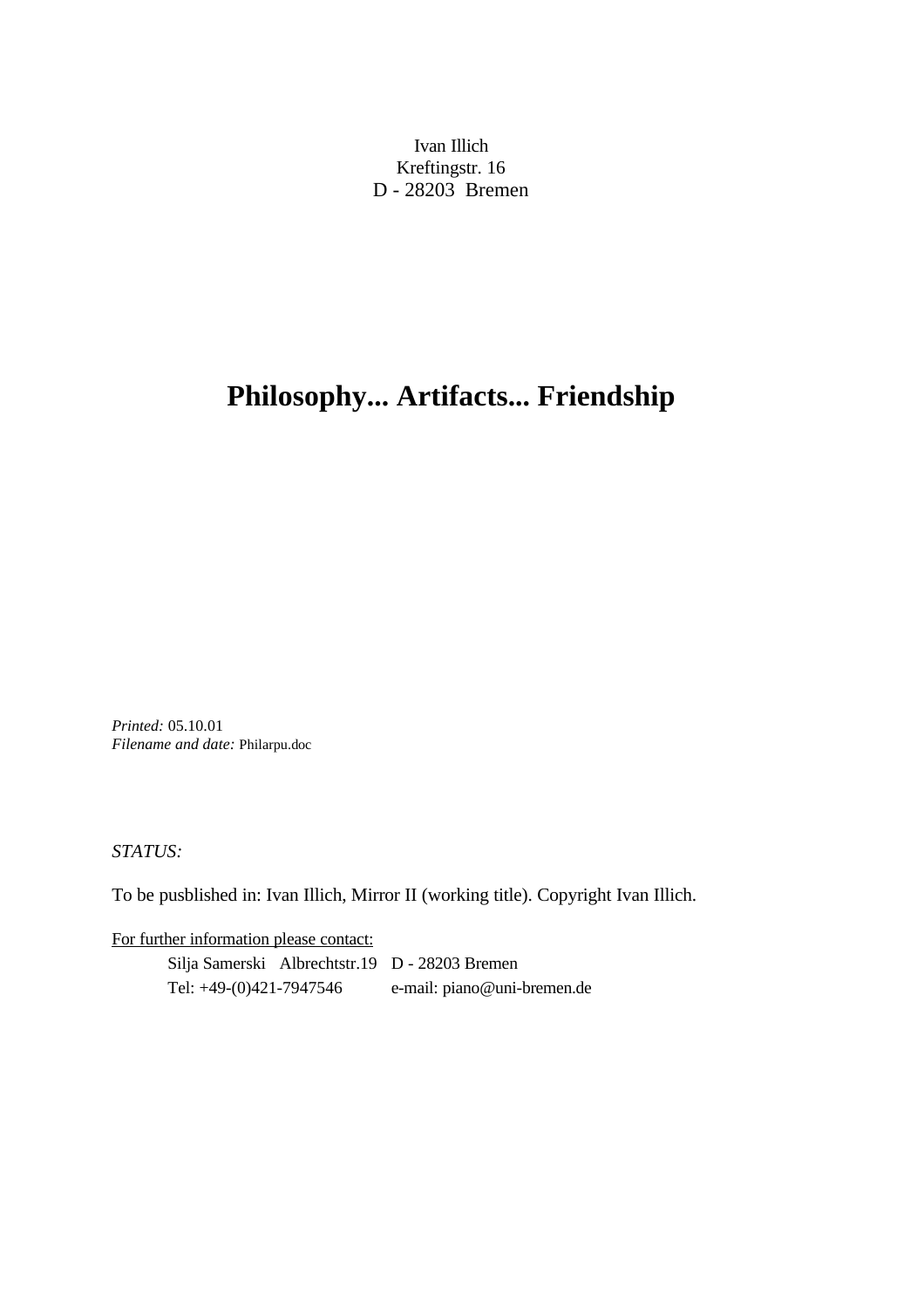Ivan Illich
Kreftingstr. 16
D - 28203 Bremen

# Philosophy... Artifacts... Friendship

*Printed:* 05.10.01
*Filename and date:* Philarpu.doc

*STATUS:*

To be pusblished in: Ivan Illich, Mirror II (working title). Copyright Ivan Illich.

For further information please contact:

Silja Samerski Albrechtstr.19 D - 28203 Bremen
Tel: +49-(0)421-7947546 e-mail: piano@uni-bremen.de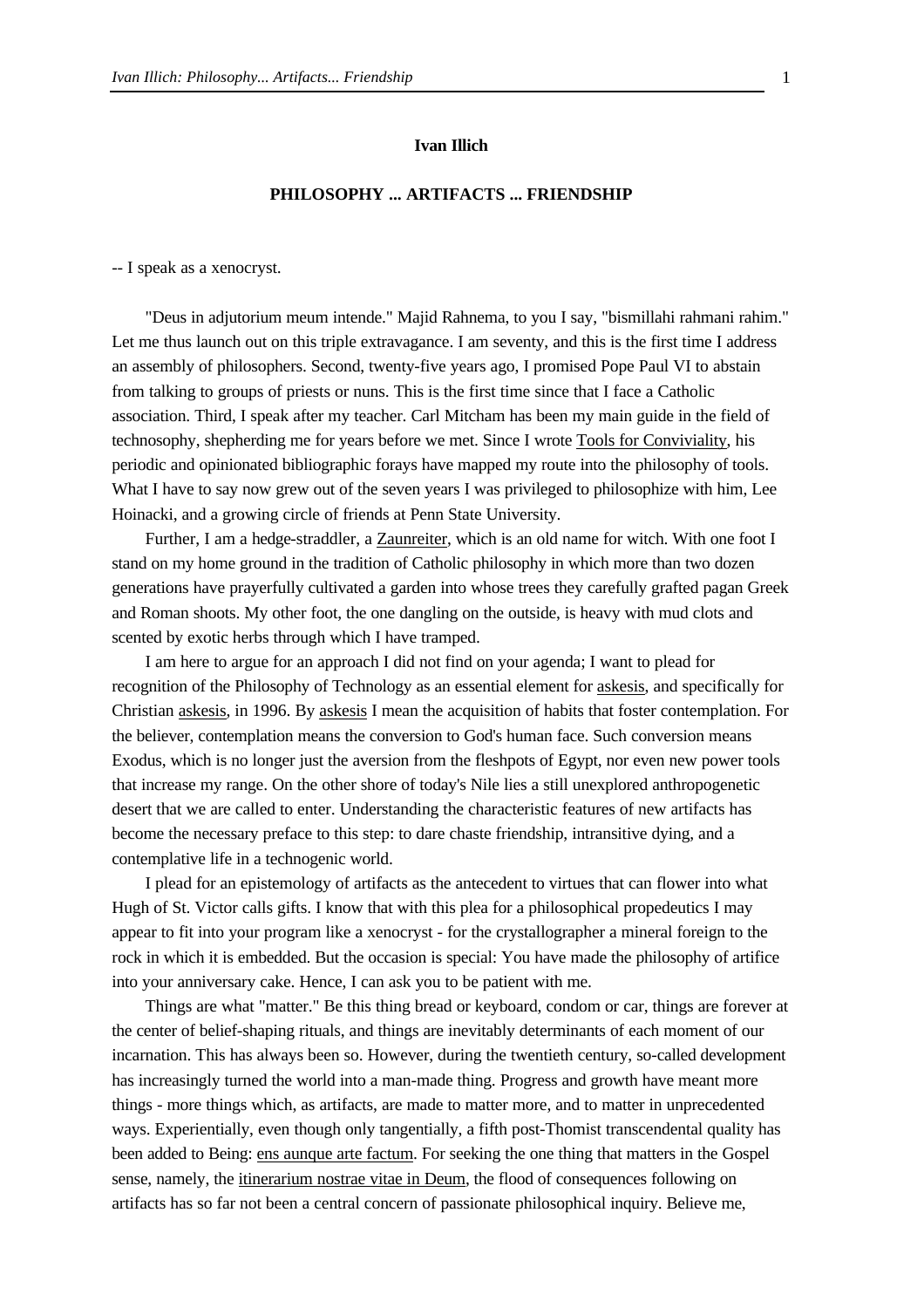**Ivan Illich**

**PHILOSOPHY ... ARTIFACTS ... FRIENDSHIP**

-- I speak as a xenocryst.

"Deus in adjutorium meum intende." Majid Rahnema, to you I say, "bismillahi rahmani rahim." Let me thus launch out on this triple extravagance. I am seventy, and this is the first time I address an assembly of philosophers. Second, twenty-five years ago, I promised Pope Paul VI to abstain from talking to groups of priests or nuns. This is the first time since that I face a Catholic association. Third, I speak after my teacher. Carl Mitcham has been my main guide in the field of technosophy, shepherding me for years before we met. Since I wrote Tools for Conviviality, his periodic and opinionated bibliographic forays have mapped my route into the philosophy of tools. What I have to say now grew out of the seven years I was privileged to philosophize with him, Lee Hoinacki, and a growing circle of friends at Penn State University.

Further, I am a hedge-straddler, a Zaunreiter, which is an old name for witch. With one foot I stand on my home ground in the tradition of Catholic philosophy in which more than two dozen generations have prayerfully cultivated a garden into whose trees they carefully grafted pagan Greek and Roman shoots. My other foot, the one dangling on the outside, is heavy with mud clots and scented by exotic herbs through which I have tramped.

I am here to argue for an approach I did not find on your agenda; I want to plead for recognition of the Philosophy of Technology as an essential element for askesis, and specifically for Christian askesis, in 1996. By askesis I mean the acquisition of habits that foster contemplation. For the believer, contemplation means the conversion to God's human face. Such conversion means Exodus, which is no longer just the aversion from the fleshpots of Egypt, nor even new power tools that increase my range. On the other shore of today's Nile lies a still unexplored anthropogenetic desert that we are called to enter. Understanding the characteristic features of new artifacts has become the necessary preface to this step: to dare chaste friendship, intransitive dying, and a contemplative life in a technogenic world.

I plead for an epistemology of artifacts as the antecedent to virtues that can flower into what Hugh of St. Victor calls gifts. I know that with this plea for a philosophical propedeutics I may appear to fit into your program like a xenocryst - for the crystallographer a mineral foreign to the rock in which it is embedded. But the occasion is special: You have made the philosophy of artifice into your anniversary cake. Hence, I can ask you to be patient with me.

Things are what "matter." Be this thing bread or keyboard, condom or car, things are forever at the center of belief-shaping rituals, and things are inevitably determinants of each moment of our incarnation. This has always been so. However, during the twentieth century, so-called development has increasingly turned the world into a man-made thing. Progress and growth have meant more things - more things which, as artifacts, are made to matter more, and to matter in unprecedented ways. Experientially, even though only tangentially, a fifth post-Thomist transcendental quality has been added to Being: ens aunque arte factum. For seeking the one thing that matters in the Gospel sense, namely, the itinerarium nostrae vitae in Deum, the flood of consequences following on artifacts has so far not been a central concern of passionate philosophical inquiry. Believe me,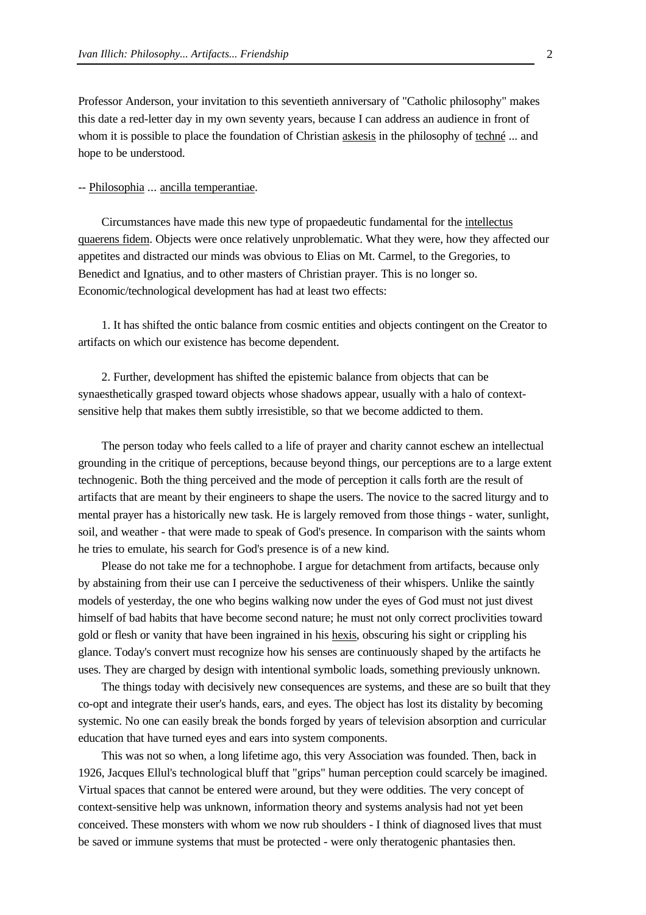Professor Anderson, your invitation to this seventieth anniversary of "Catholic philosophy" makes this date a red-letter day in my own seventy years, because I can address an audience in front of whom it is possible to place the foundation of Christian askesis in the philosophy of techné ... and hope to be understood.

-- Philosophia ... ancilla temperantiae.

Circumstances have made this new type of propaedeutic fundamental for the intellectus quaerens fidem. Objects were once relatively unproblematic. What they were, how they affected our appetites and distracted our minds was obvious to Elias on Mt. Carmel, to the Gregories, to Benedict and Ignatius, and to other masters of Christian prayer. This is no longer so. Economic/technological development has had at least two effects:

1. It has shifted the ontic balance from cosmic entities and objects contingent on the Creator to artifacts on which our existence has become dependent.

2. Further, development has shifted the epistemic balance from objects that can be synaesthetically grasped toward objects whose shadows appear, usually with a halo of context-sensitive help that makes them subtly irresistible, so that we become addicted to them.

The person today who feels called to a life of prayer and charity cannot eschew an intellectual grounding in the critique of perceptions, because beyond things, our perceptions are to a large extent technogenic. Both the thing perceived and the mode of perception it calls forth are the result of artifacts that are meant by their engineers to shape the users. The novice to the sacred liturgy and to mental prayer has a historically new task. He is largely removed from those things - water, sunlight, soil, and weather - that were made to speak of God's presence. In comparison with the saints whom he tries to emulate, his search for God's presence is of a new kind.

Please do not take me for a technophobe. I argue for detachment from artifacts, because only by abstaining from their use can I perceive the seductiveness of their whispers. Unlike the saintly models of yesterday, the one who begins walking now under the eyes of God must not just divest himself of bad habits that have become second nature; he must not only correct proclivities toward gold or flesh or vanity that have been ingrained in his hexis, obscuring his sight or crippling his glance. Today's convert must recognize how his senses are continuously shaped by the artifacts he uses. They are charged by design with intentional symbolic loads, something previously unknown.

The things today with decisively new consequences are systems, and these are so built that they co-opt and integrate their user's hands, ears, and eyes. The object has lost its distality by becoming systemic. No one can easily break the bonds forged by years of television absorption and curricular education that have turned eyes and ears into system components.

This was not so when, a long lifetime ago, this very Association was founded. Then, back in 1926, Jacques Ellul's technological bluff that "grips" human perception could scarcely be imagined. Virtual spaces that cannot be entered were around, but they were oddities. The very concept of context-sensitive help was unknown, information theory and systems analysis had not yet been conceived. These monsters with whom we now rub shoulders - I think of diagnosed lives that must be saved or immune systems that must be protected - were only theratogenic phantasies then.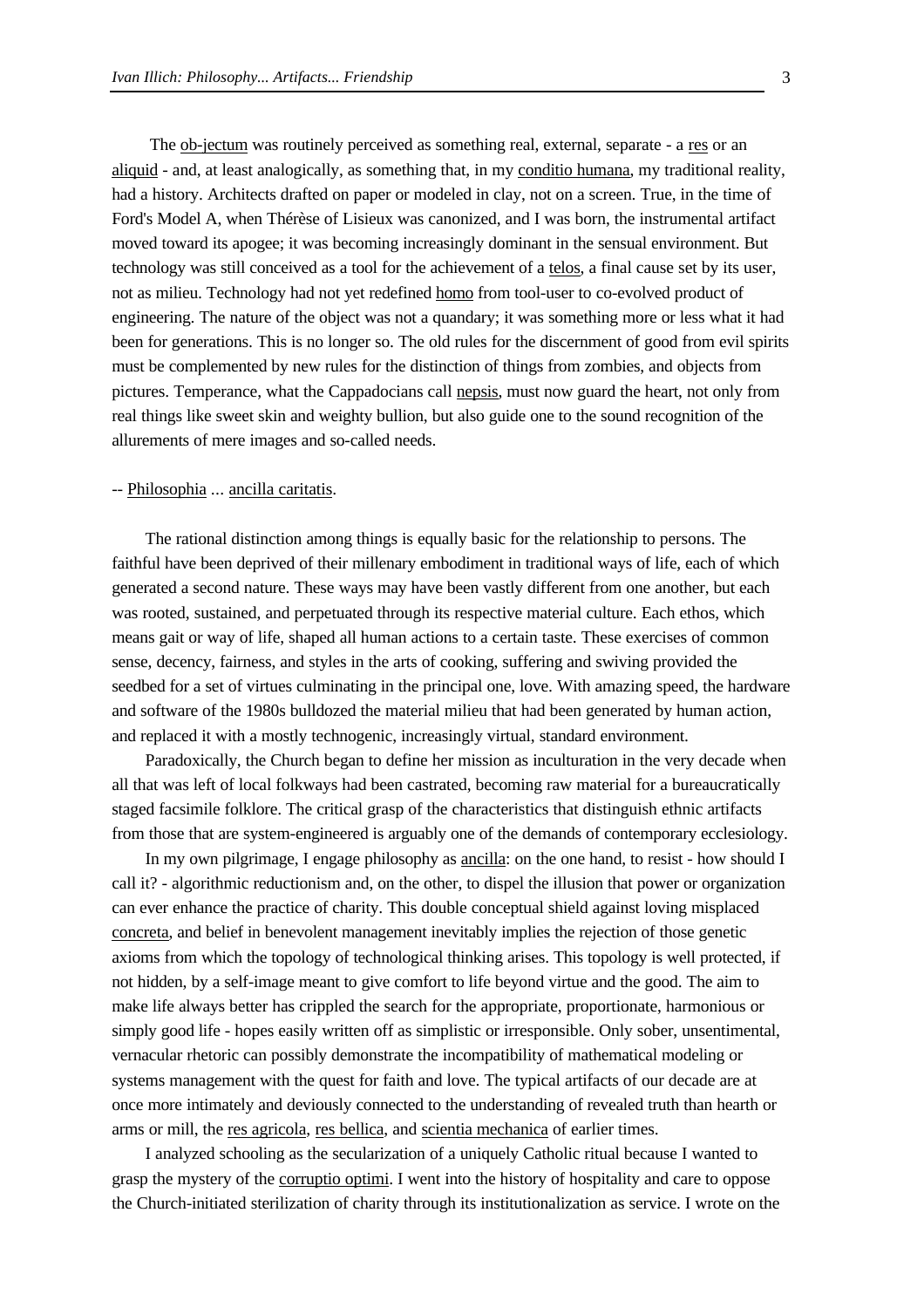The ob-jectum was routinely perceived as something real, external, separate - a res or an aliquid - and, at least analogically, as something that, in my conditio humana, my traditional reality, had a history. Architects drafted on paper or modeled in clay, not on a screen. True, in the time of Ford's Model A, when Thérèse of Lisieux was canonized, and I was born, the instrumental artifact moved toward its apogee; it was becoming increasingly dominant in the sensual environment. But technology was still conceived as a tool for the achievement of a telos, a final cause set by its user, not as milieu. Technology had not yet redefined homo from tool-user to co-evolved product of engineering. The nature of the object was not a quandary; it was something more or less what it had been for generations. This is no longer so. The old rules for the discernment of good from evil spirits must be complemented by new rules for the distinction of things from zombies, and objects from pictures. Temperance, what the Cappadocians call nepsis, must now guard the heart, not only from real things like sweet skin and weighty bullion, but also guide one to the sound recognition of the allurements of mere images and so-called needs.

-- Philosophia ... ancilla caritatis.

The rational distinction among things is equally basic for the relationship to persons. The faithful have been deprived of their millenary embodiment in traditional ways of life, each of which generated a second nature. These ways may have been vastly different from one another, but each was rooted, sustained, and perpetuated through its respective material culture. Each ethos, which means gait or way of life, shaped all human actions to a certain taste. These exercises of common sense, decency, fairness, and styles in the arts of cooking, suffering and swiving provided the seedbed for a set of virtues culminating in the principal one, love. With amazing speed, the hardware and software of the 1980s bulldozed the material milieu that had been generated by human action, and replaced it with a mostly technogenic, increasingly virtual, standard environment.

Paradoxically, the Church began to define her mission as inculturation in the very decade when all that was left of local folkways had been castrated, becoming raw material for a bureaucratically staged facsimile folklore. The critical grasp of the characteristics that distinguish ethnic artifacts from those that are system-engineered is arguably one of the demands of contemporary ecclesiology.

In my own pilgrimage, I engage philosophy as ancilla: on the one hand, to resist - how should I call it? - algorithmic reductionism and, on the other, to dispel the illusion that power or organization can ever enhance the practice of charity. This double conceptual shield against loving misplaced concreta, and belief in benevolent management inevitably implies the rejection of those genetic axioms from which the topology of technological thinking arises. This topology is well protected, if not hidden, by a self-image meant to give comfort to life beyond virtue and the good. The aim to make life always better has crippled the search for the appropriate, proportionate, harmonious or simply good life - hopes easily written off as simplistic or irresponsible. Only sober, unsentimental, vernacular rhetoric can possibly demonstrate the incompatibility of mathematical modeling or systems management with the quest for faith and love. The typical artifacts of our decade are at once more intimately and deviously connected to the understanding of revealed truth than hearth or arms or mill, the res agricola, res bellica, and scientia mechanica of earlier times.

I analyzed schooling as the secularization of a uniquely Catholic ritual because I wanted to grasp the mystery of the corruptio optimi. I went into the history of hospitality and care to oppose the Church-initiated sterilization of charity through its institutionalization as service. I wrote on the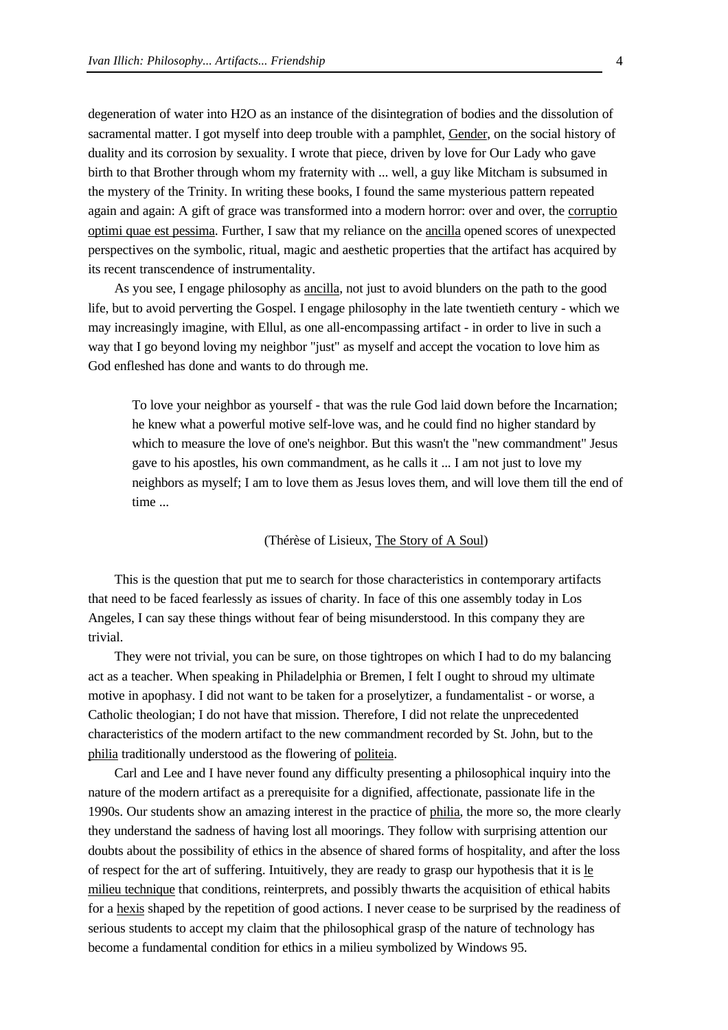degeneration of water into $H_2O$ as an instance of the disintegration of bodies and the dissolution of sacramental matter. I got myself into deep trouble with a pamphlet, Gender, on the social history of duality and its corrosion by sexuality. I wrote that piece, driven by love for Our Lady who gave birth to that Brother through whom my fraternity with ... well, a guy like Mitcham is subsumed in the mystery of the Trinity. In writing these books, I found the same mysterious pattern repeated again and again: A gift of grace was transformed into a modern horror: over and over, the corruptio optimi quae est pessima. Further, I saw that my reliance on the ancilla opened scores of unexpected perspectives on the symbolic, ritual, magic and aesthetic properties that the artifact has acquired by its recent transcendence of instrumentality.

As you see, I engage philosophy as ancilla, not just to avoid blunders on the path to the good life, but to avoid perverting the Gospel. I engage philosophy in the late twentieth century - which we may increasingly imagine, with Ellul, as one all-encompassing artifact - in order to live in such a way that I go beyond loving my neighbor "just" as myself and accept the vocation to love him as God enfleshed has done and wants to do through me.

> To love your neighbor as yourself - that was the rule God laid down before the Incarnation; he knew what a powerful motive self-love was, and he could find no higher standard by which to measure the love of one's neighbor. But this wasn't the "new commandment" Jesus gave to his apostles, his own commandment, as he calls it ... I am not just to love my neighbors as myself; I am to love them as Jesus loves them, and will love them till the end of time ...
>
> (Thérèse of Lisieux, The Story of A Soul)

This is the question that put me to search for those characteristics in contemporary artifacts that need to be faced fearlessly as issues of charity. In face of this one assembly today in Los Angeles, I can say these things without fear of being misunderstood. In this company they are trivial.

They were not trivial, you can be sure, on those tightropes on which I had to do my balancing act as a teacher. When speaking in Philadelphia or Bremen, I felt I ought to shroud my ultimate motive in apophasy. I did not want to be taken for a proselytizer, a fundamentalist - or worse, a Catholic theologian; I do not have that mission. Therefore, I did not relate the unprecedented characteristics of the modern artifact to the new commandment recorded by St. John, but to the philia traditionally understood as the flowering of politeia.

Carl and Lee and I have never found any difficulty presenting a philosophical inquiry into the nature of the modern artifact as a prerequisite for a dignified, affectionate, passionate life in the 1990s. Our students show an amazing interest in the practice of philia, the more so, the more clearly they understand the sadness of having lost all moorings. They follow with surprising attention our doubts about the possibility of ethics in the absence of shared forms of hospitality, and after the loss of respect for the art of suffering. Intuitively, they are ready to grasp our hypothesis that it is le milieu technique that conditions, reinterprets, and possibly thwarts the acquisition of ethical habits for a hexis shaped by the repetition of good actions. I never cease to be surprised by the readiness of serious students to accept my claim that the philosophical grasp of the nature of technology has become a fundamental condition for ethics in a milieu symbolized by Windows 95.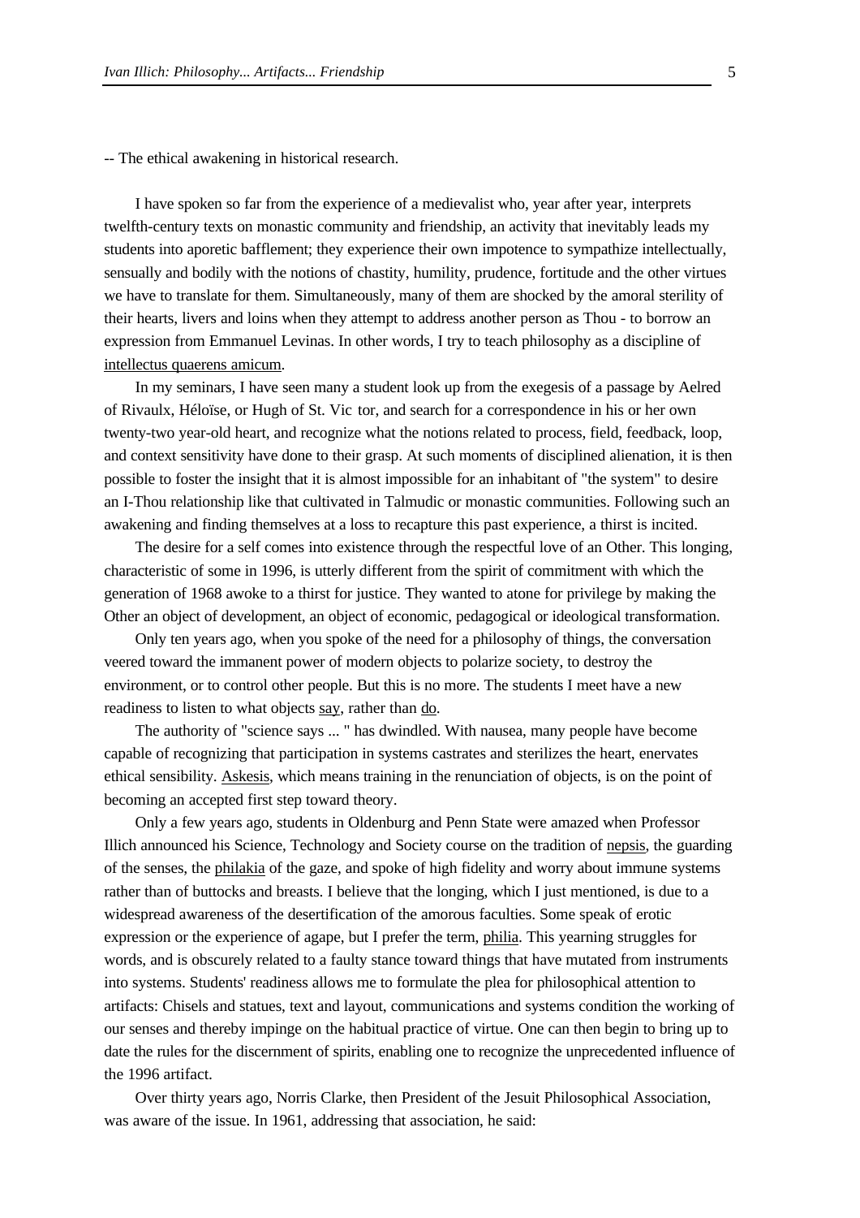-- The ethical awakening in historical research.

I have spoken so far from the experience of a medievalist who, year after year, interprets twelfth-century texts on monastic community and friendship, an activity that inevitably leads my students into aporetic bafflement; they experience their own impotence to sympathize intellectually, sensually and bodily with the notions of chastity, humility, prudence, fortitude and the other virtues we have to translate for them. Simultaneously, many of them are shocked by the amoral sterility of their hearts, livers and loins when they attempt to address another person as Thou - to borrow an expression from Emmanuel Levinas. In other words, I try to teach philosophy as a discipline of intellectus quaerens amicum.

In my seminars, I have seen many a student look up from the exegesis of a passage by Aelred of Rivaulx, Héloïse, or Hugh of St. Vic tor, and search for a correspondence in his or her own twenty-two year-old heart, and recognize what the notions related to process, field, feedback, loop, and context sensitivity have done to their grasp. At such moments of disciplined alienation, it is then possible to foster the insight that it is almost impossible for an inhabitant of "the system" to desire an I-Thou relationship like that cultivated in Talmudic or monastic communities. Following such an awakening and finding themselves at a loss to recapture this past experience, a thirst is incited.

The desire for a self comes into existence through the respectful love of an Other. This longing, characteristic of some in 1996, is utterly different from the spirit of commitment with which the generation of 1968 awoke to a thirst for justice. They wanted to atone for privilege by making the Other an object of development, an object of economic, pedagogical or ideological transformation.

Only ten years ago, when you spoke of the need for a philosophy of things, the conversation veered toward the immanent power of modern objects to polarize society, to destroy the environment, or to control other people. But this is no more. The students I meet have a new readiness to listen to what objects say, rather than do.

The authority of "science says ... " has dwindled. With nausea, many people have become capable of recognizing that participation in systems castrates and sterilizes the heart, enervates ethical sensibility. Askesis, which means training in the renunciation of objects, is on the point of becoming an accepted first step toward theory.

Only a few years ago, students in Oldenburg and Penn State were amazed when Professor Illich announced his Science, Technology and Society course on the tradition of nepsis, the guarding of the senses, the philakia of the gaze, and spoke of high fidelity and worry about immune systems rather than of buttocks and breasts. I believe that the longing, which I just mentioned, is due to a widespread awareness of the desertification of the amorous faculties. Some speak of erotic expression or the experience of agape, but I prefer the term, philia. This yearning struggles for words, and is obscurely related to a faulty stance toward things that have mutated from instruments into systems. Students' readiness allows me to formulate the plea for philosophical attention to artifacts: Chisels and statues, text and layout, communications and systems condition the working of our senses and thereby impinge on the habitual practice of virtue. One can then begin to bring up to date the rules for the discernment of spirits, enabling one to recognize the unprecedented influence of the 1996 artifact.

Over thirty years ago, Norris Clarke, then President of the Jesuit Philosophical Association, was aware of the issue. In 1961, addressing that association, he said: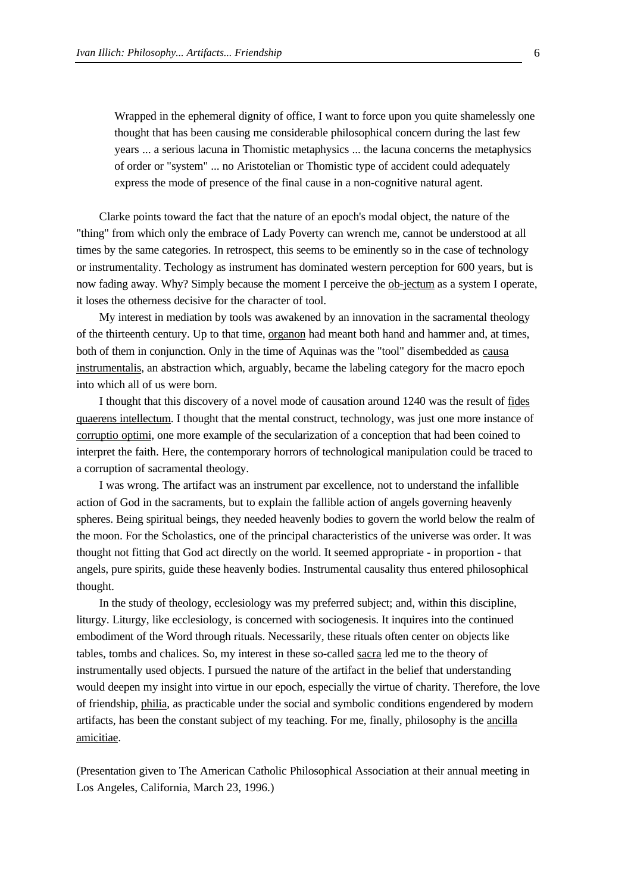> Wrapped in the ephemeral dignity of office, I want to force upon you quite shamelessly one thought that has been causing me considerable philosophical concern during the last few years ... a serious lacuna in Thomistic metaphysics ... the lacuna concerns the metaphysics of order or "system" ... no Aristotelian or Thomistic type of accident could adequately express the mode of presence of the final cause in a non-cognitive natural agent.

Clarke points toward the fact that the nature of an epoch's modal object, the nature of the "thing" from which only the embrace of Lady Poverty can wrench me, cannot be understood at all times by the same categories. In retrospect, this seems to be eminently so in the case of technology or instrumentality. Techology as instrument has dominated western perception for 600 years, but is now fading away. Why? Simply because the moment I perceive the ob-jectum as a system I operate, it loses the otherness decisive for the character of tool.

My interest in mediation by tools was awakened by an innovation in the sacramental theology of the thirteenth century. Up to that time, organon had meant both hand and hammer and, at times, both of them in conjunction. Only in the time of Aquinas was the "tool" disembedded as causa instrumentalis, an abstraction which, arguably, became the labeling category for the macro epoch into which all of us were born.

I thought that this discovery of a novel mode of causation around 1240 was the result of fides quaerens intellectum. I thought that the mental construct, technology, was just one more instance of corruptio optimi, one more example of the secularization of a conception that had been coined to interpret the faith. Here, the contemporary horrors of technological manipulation could be traced to a corruption of sacramental theology.

I was wrong. The artifact was an instrument par excellence, not to understand the infallible action of God in the sacraments, but to explain the fallible action of angels governing heavenly spheres. Being spiritual beings, they needed heavenly bodies to govern the world below the realm of the moon. For the Scholastics, one of the principal characteristics of the universe was order. It was thought not fitting that God act directly on the world. It seemed appropriate - in proportion - that angels, pure spirits, guide these heavenly bodies. Instrumental causality thus entered philosophical thought.

In the study of theology, ecclesiology was my preferred subject; and, within this discipline, liturgy. Liturgy, like ecclesiology, is concerned with sociogenesis. It inquires into the continued embodiment of the Word through rituals. Necessarily, these rituals often center on objects like tables, tombs and chalices. So, my interest in these so-called sacra led me to the theory of instrumentally used objects. I pursued the nature of the artifact in the belief that understanding would deepen my insight into virtue in our epoch, especially the virtue of charity. Therefore, the love of friendship, philia, as practicable under the social and symbolic conditions engendered by modern artifacts, has been the constant subject of my teaching. For me, finally, philosophy is the ancilla amicitiae.

(Presentation given to The American Catholic Philosophical Association at their annual meeting in Los Angeles, California, March 23, 1996.)